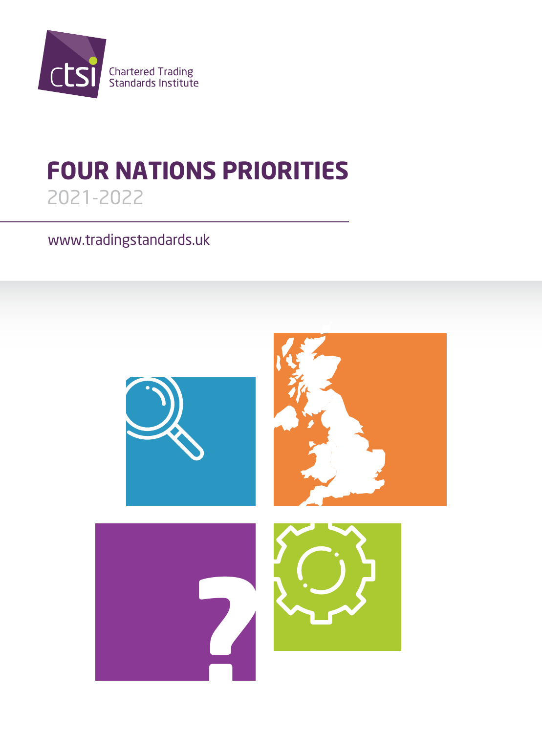Chartered Trading Standards Institute

# FOUR NATIONS PRIORITIES

2021-2022

www.tradingstandards.uk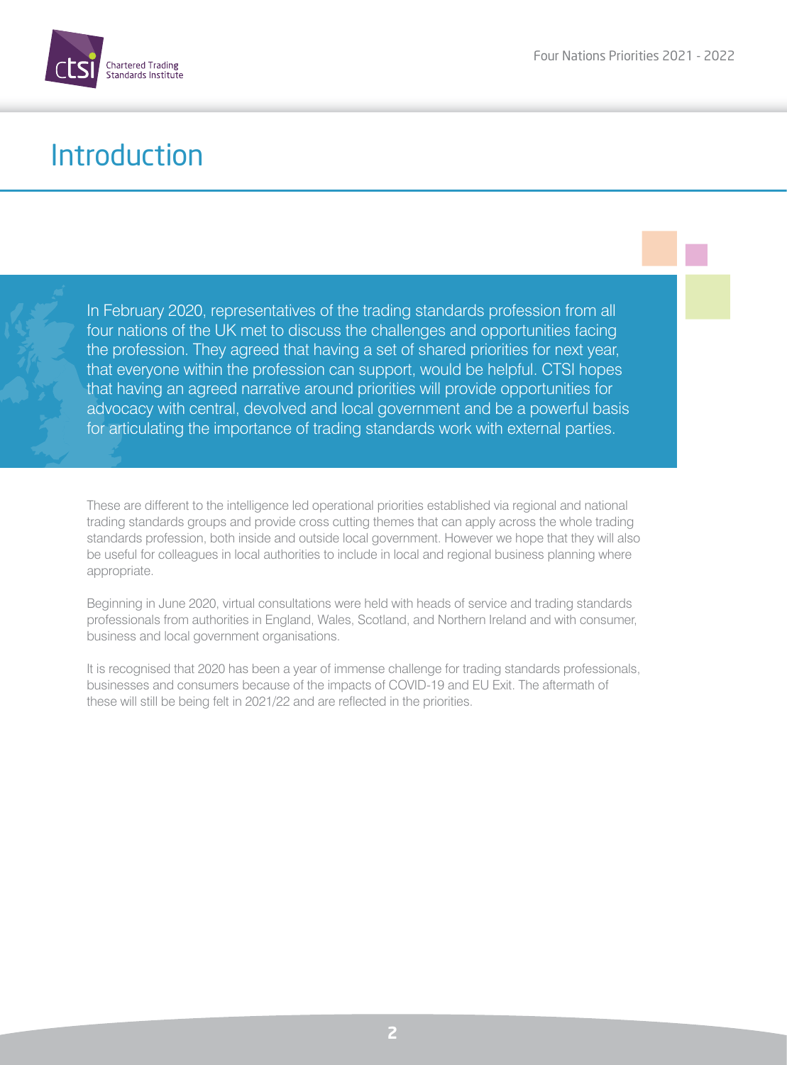# Introduction

In February 2020, representatives of the trading standards profession from all four nations of the UK met to discuss the challenges and opportunities facing the profession. They agreed that having a set of shared priorities for next year, that everyone within the profession can support, would be helpful. CTSI hopes that having an agreed narrative around priorities will provide opportunities for advocacy with central, devolved and local government and be a powerful basis for articulating the importance of trading standards work with external parties.

These are different to the intelligence led operational priorities established via regional and national trading standards groups and provide cross cutting themes that can apply across the whole trading standards profession, both inside and outside local government. However we hope that they will also be useful for colleagues in local authorities to include in local and regional business planning where appropriate.

Beginning in June 2020, virtual consultations were held with heads of service and trading standards professionals from authorities in England, Wales, Scotland, and Northern Ireland and with consumer, business and local government organisations.

It is recognised that 2020 has been a year of immense challenge for trading standards professionals, businesses and consumers because of the impacts of COVID-19 and EU Exit. The aftermath of these will still be being felt in 2021/22 and are reflected in the priorities.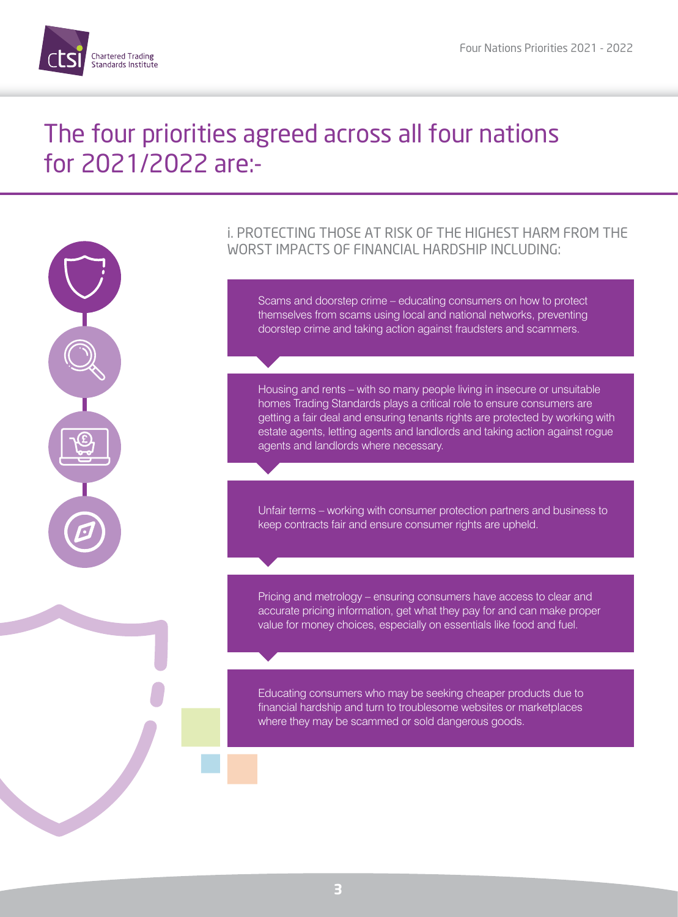# The four priorities agreed across all four nations for 2021/2022 are:-

## i. PROTECTING THOSE AT RISK OF THE HIGHEST HARM FROM THE WORST IMPACTS OF FINANCIAL HARDSHIP INCLUDING:

Scams and doorstep crime – educating consumers on how to protect themselves from scams using local and national networks, preventing doorstep crime and taking action against fraudsters and scammers.

Housing and rents – with so many people living in insecure or unsuitable homes Trading Standards plays a critical role to ensure consumers are getting a fair deal and ensuring tenants rights are protected by working with estate agents, letting agents and landlords and taking action against rogue agents and landlords where necessary.

Unfair terms – working with consumer protection partners and business to keep contracts fair and ensure consumer rights are upheld.

Pricing and metrology – ensuring consumers have access to clear and accurate pricing information, get what they pay for and can make proper value for money choices, especially on essentials like food and fuel.

Educating consumers who may be seeking cheaper products due to financial hardship and turn to troublesome websites or marketplaces where they may be scammed or sold dangerous goods.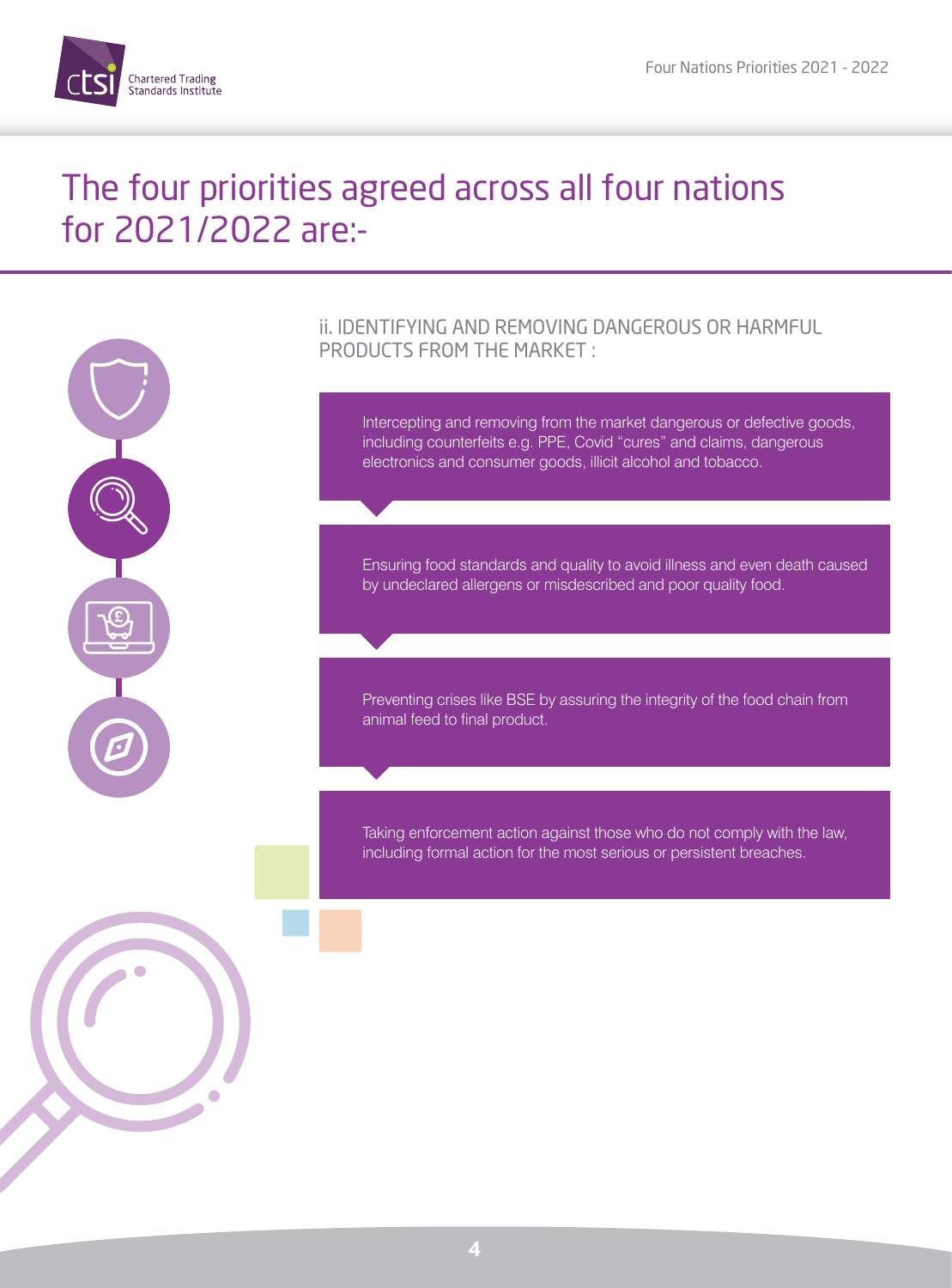# The four priorities agreed across all four nations for 2021/2022 are:-

## ii. IDENTIFYING AND REMOVING DANGEROUS OR HARMFUL PRODUCTS FROM THE MARKET :

Intercepting and removing from the market dangerous or defective goods, including counterfeits e.g. PPE, Covid "cures" and claims, dangerous electronics and consumer goods, illicit alcohol and tobacco.

Ensuring food standards and quality to avoid illness and even death caused by undeclared allergens or misdescribed and poor quality food.

Preventing crises like BSE by assuring the integrity of the food chain from animal feed to final product.

Taking enforcement action against those who do not comply with the law, including formal action for the most serious or persistent breaches.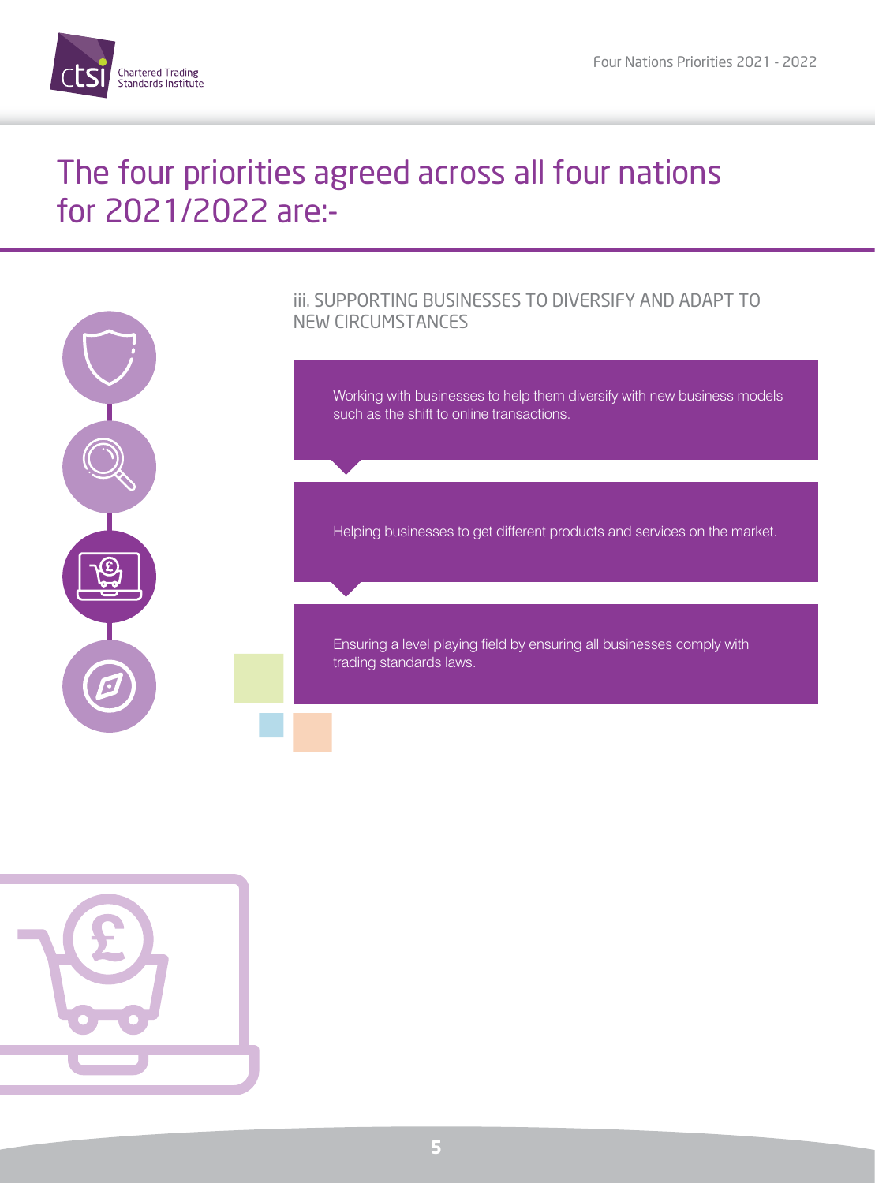# The four priorities agreed across all four nations for 2021/2022 are:-

## iii. SUPPORTING BUSINESSES TO DIVERSIFY AND ADAPT TO NEW CIRCUMSTANCES

Working with businesses to help them diversify with new business models such as the shift to online transactions.

Helping businesses to get different products and services on the market.

Ensuring a level playing field by ensuring all businesses comply with trading standards laws.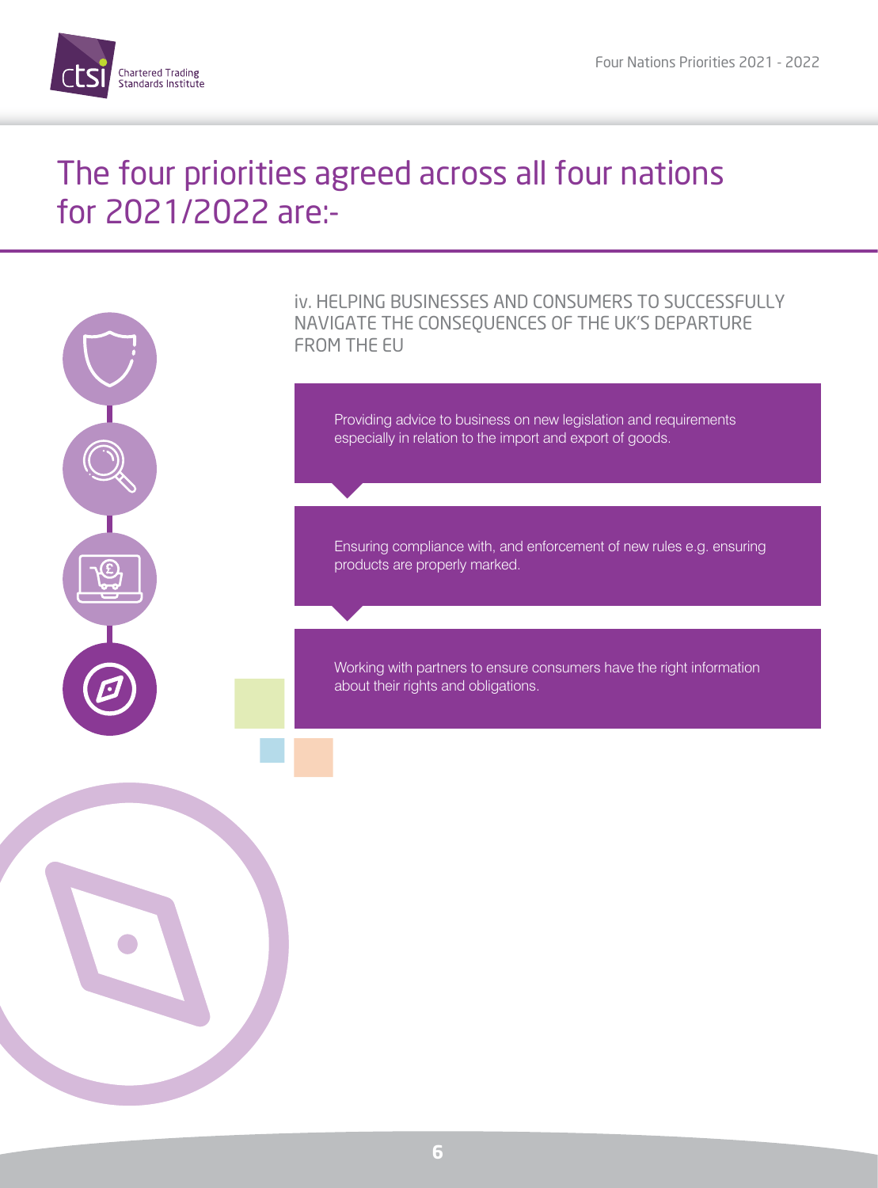# The four priorities agreed across all four nations for 2021/2022 are:-

## iv. HELPING BUSINESSES AND CONSUMERS TO SUCCESSFULLY NAVIGATE THE CONSEQUENCES OF THE UK'S DEPARTURE FROM THE EU

Providing advice to business on new legislation and requirements especially in relation to the import and export of goods.

Ensuring compliance with, and enforcement of new rules e.g. ensuring products are properly marked.

Working with partners to ensure consumers have the right information about their rights and obligations.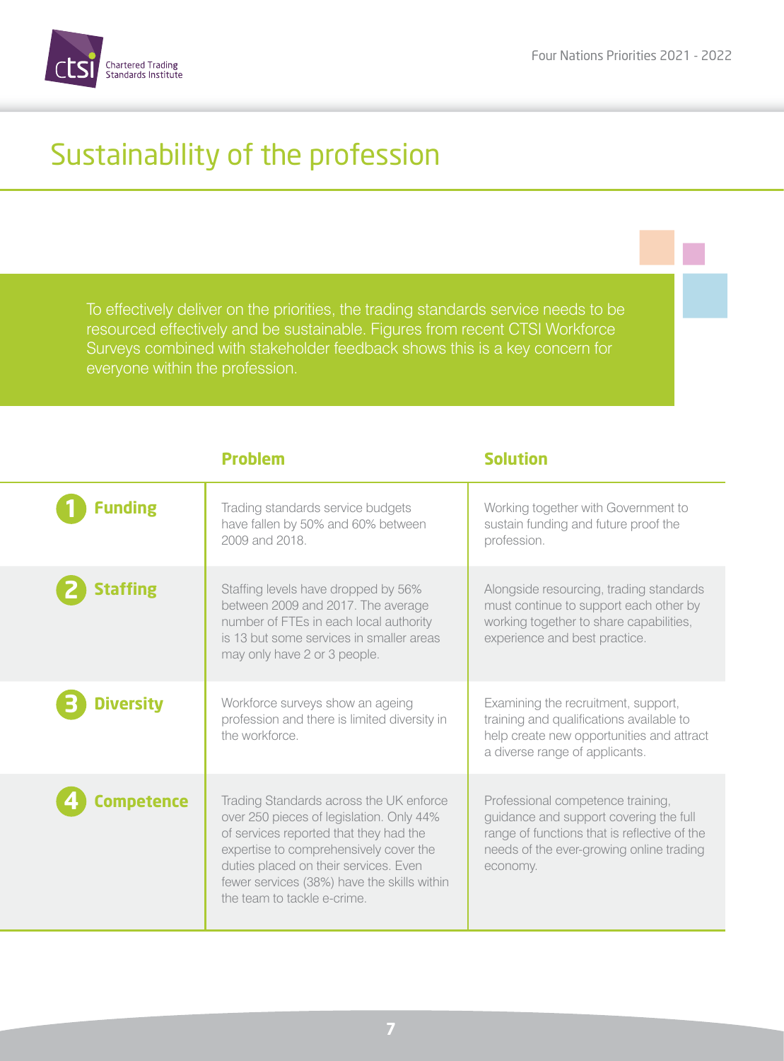# Sustainability of the profession

To effectively deliver on the priorities, the trading standards service needs to be resourced effectively and be sustainable. Figures from recent CTSI Workforce Surveys combined with stakeholder feedback shows this is a key concern for everyone within the profession.

| | **Problem** | **Solution** |
|---|---|---|
| **1 Funding** | Trading standards service budgets have fallen by 50% and 60% between 2009 and 2018. | Working together with Government to sustain funding and future proof the profession. |
| **2 Staffing** | Staffing levels have dropped by 56% between 2009 and 2017. The average number of FTEs in each local authority is 13 but some services in smaller areas may only have 2 or 3 people. | Alongside resourcing, trading standards must continue to support each other by working together to share capabilities, experience and best practice. |
| **3 Diversity** | Workforce surveys show an ageing profession and there is limited diversity in the workforce. | Examining the recruitment, support, training and qualifications available to help create new opportunities and attract a diverse range of applicants. |
| **4 Competence** | Trading Standards across the UK enforce over 250 pieces of legislation. Only 44% of services reported that they had the expertise to comprehensively cover the duties placed on their services. Even fewer services (38%) have the skills within the team to tackle e-crime. | Professional competence training, guidance and support covering the full range of functions that is reflective of the needs of the ever-growing online trading economy. |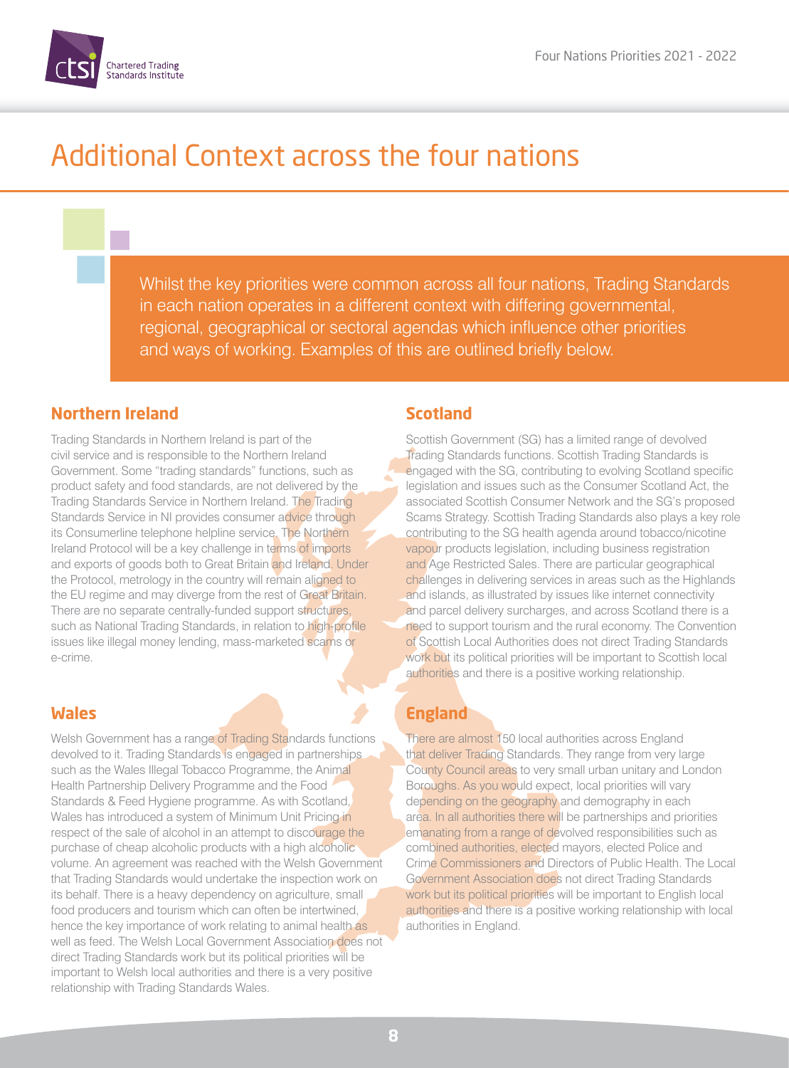# Additional Context across the four nations

Whilst the key priorities were common across all four nations, Trading Standards in each nation operates in a different context with differing governmental, regional, geographical or sectoral agendas which influence other priorities and ways of working. Examples of this are outlined briefly below.

## Northern Ireland

Trading Standards in Northern Ireland is part of the civil service and is responsible to the Northern Ireland Government. Some "trading standards" functions, such as product safety and food standards, are not delivered by the Trading Standards Service in Northern Ireland. The Trading Standards Service in NI provides consumer advice through its Consumerline telephone helpline service. The Northern Ireland Protocol will be a key challenge in terms of imports and exports of goods both to Great Britain and Ireland. Under the Protocol, metrology in the country will remain aligned to the EU regime and may diverge from the rest of Great Britain. There are no separate centrally-funded support structures, such as National Trading Standards, in relation to high-profile issues like illegal money lending, mass-marketed scams or e-crime.

## Wales

Welsh Government has a range of Trading Standards functions devolved to it. Trading Standards is engaged in partnerships such as the Wales Illegal Tobacco Programme, the Animal Health Partnership Delivery Programme and the Food Standards & Feed Hygiene programme. As with Scotland, Wales has introduced a system of Minimum Unit Pricing in respect of the sale of alcohol in an attempt to discourage the purchase of cheap alcoholic products with a high alcoholic volume. An agreement was reached with the Welsh Government that Trading Standards would undertake the inspection work on its behalf. There is a heavy dependency on agriculture, small food producers and tourism which can often be intertwined, hence the key importance of work relating to animal health as well as feed. The Welsh Local Government Association does not direct Trading Standards work but its political priorities will be important to Welsh local authorities and there is a very positive relationship with Trading Standards Wales.

## Scotland

Scottish Government (SG) has a limited range of devolved Trading Standards functions. Scottish Trading Standards is engaged with the SG, contributing to evolving Scotland specific legislation and issues such as the Consumer Scotland Act, the associated Scottish Consumer Network and the SG's proposed Scams Strategy. Scottish Trading Standards also plays a key role contributing to the SG health agenda around tobacco/nicotine vapour products legislation, including business registration and Age Restricted Sales. There are particular geographical challenges in delivering services in areas such as the Highlands and islands, as illustrated by issues like internet connectivity and parcel delivery surcharges, and across Scotland there is a need to support tourism and the rural economy. The Convention of Scottish Local Authorities does not direct Trading Standards work but its political priorities will be important to Scottish local authorities and there is a positive working relationship.

## England

There are almost 150 local authorities across England that deliver Trading Standards. They range from very large County Council areas to very small urban unitary and London Boroughs. As you would expect, local priorities will vary depending on the geography and demography in each area. In all authorities there will be partnerships and priorities emanating from a range of devolved responsibilities such as combined authorities, elected mayors, elected Police and Crime Commissioners and Directors of Public Health. The Local Government Association does not direct Trading Standards work but its political priorities will be important to English local authorities and there is a positive working relationship with local authorities in England.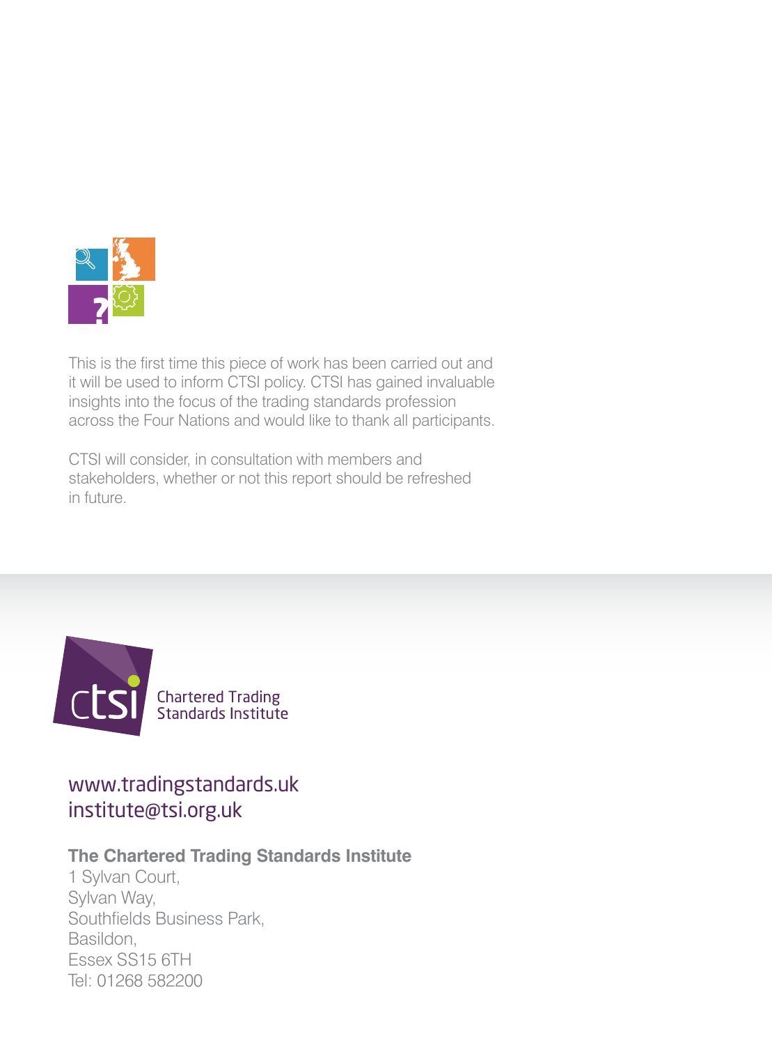This is the first time this piece of work has been carried out and it will be used to inform CTSI policy. CTSI has gained invaluable insights into the focus of the trading standards profession across the Four Nations and would like to thank all participants.

CTSI will consider, in consultation with members and stakeholders, whether or not this report should be refreshed in future.

ctsi Chartered Trading Standards Institute

www.tradingstandards.uk
institute@tsi.org.uk

**The Chartered Trading Standards Institute**
1 Sylvan Court,
Sylvan Way,
Southfields Business Park,
Basildon,
Essex SS15 6TH
Tel: 01268 582200